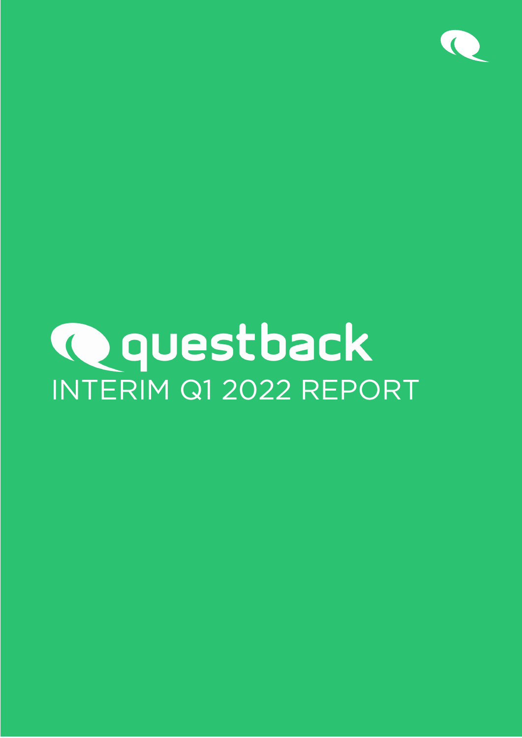# questback

## INTERIM Q1 2022 REPORT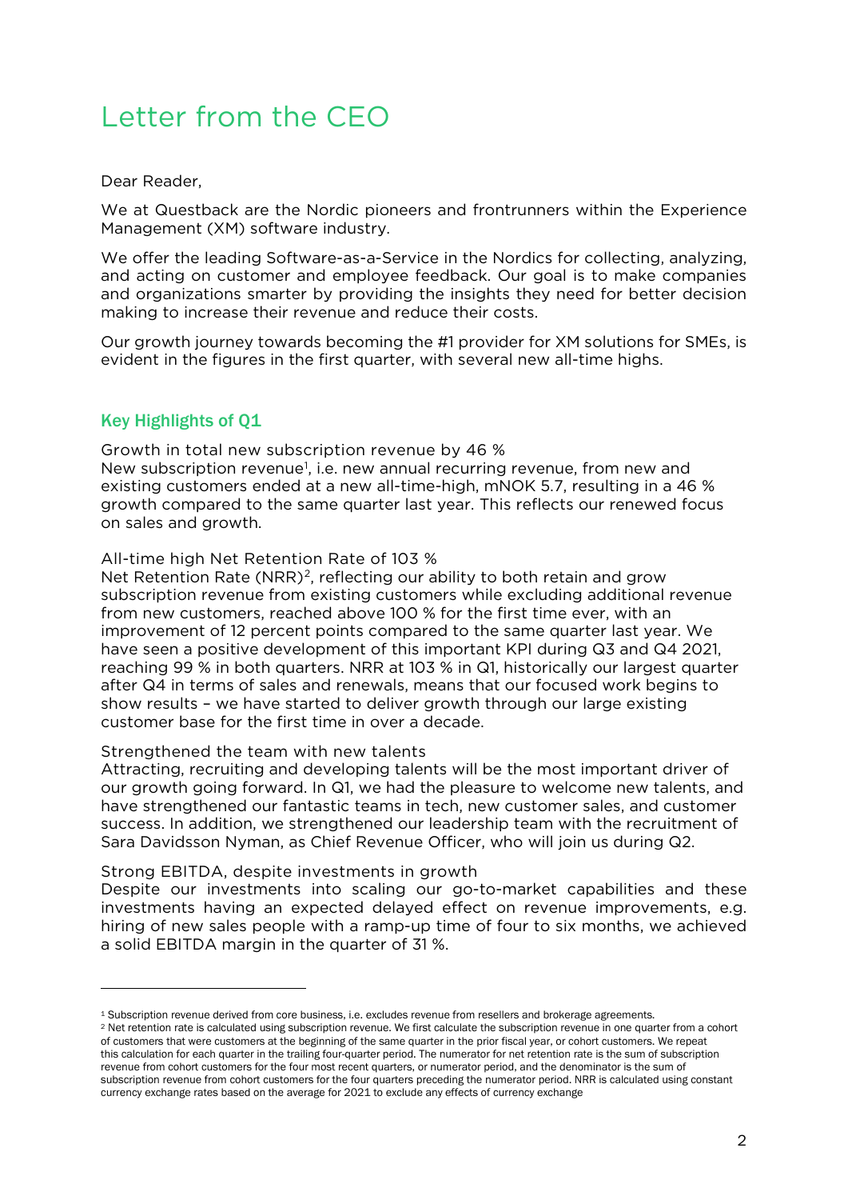# Letter from the CEO

Dear Reader,

We at Questback are the Nordic pioneers and frontrunners within the Experience Management (XM) software industry.

We offer the leading Software-as-a-Service in the Nordics for collecting, analyzing, and acting on customer and employee feedback. Our goal is to make companies and organizations smarter by providing the insights they need for better decision making to increase their revenue and reduce their costs.

Our growth journey towards becoming the #1 provider for XM solutions for SMEs, is evident in the figures in the first quarter, with several new all-time highs.

## Key Highlights of Q1

Growth in total new subscription revenue by 46 %
New subscription revenue[1], i.e. new annual recurring revenue, from new and existing customers ended at a new all-time-high, mNOK 5.7, resulting in a 46 % growth compared to the same quarter last year. This reflects our renewed focus on sales and growth.

All-time high Net Retention Rate of 103 %
Net Retention Rate (NRR)[2], reflecting our ability to both retain and grow subscription revenue from existing customers while excluding additional revenue from new customers, reached above 100 % for the first time ever, with an improvement of 12 percent points compared to the same quarter last year. We have seen a positive development of this important KPI during Q3 and Q4 2021, reaching 99 % in both quarters. NRR at 103 % in Q1, historically our largest quarter after Q4 in terms of sales and renewals, means that our focused work begins to show results – we have started to deliver growth through our large existing customer base for the first time in over a decade.

Strengthened the team with new talents
Attracting, recruiting and developing talents will be the most important driver of our growth going forward. In Q1, we had the pleasure to welcome new talents, and have strengthened our fantastic teams in tech, new customer sales, and customer success. In addition, we strengthened our leadership team with the recruitment of Sara Davidsson Nyman, as Chief Revenue Officer, who will join us during Q2.

Strong EBITDA, despite investments in growth
Despite our investments into scaling our go-to-market capabilities and these investments having an expected delayed effect on revenue improvements, e.g. hiring of new sales people with a ramp-up time of four to six months, we achieved a solid EBITDA margin in the quarter of 31 %.

---

[1] Subscription revenue derived from core business, i.e. excludes revenue from resellers and brokerage agreements.

[2] Net retention rate is calculated using subscription revenue. We first calculate the subscription revenue in one quarter from a cohort of customers that were customers at the beginning of the same quarter in the prior fiscal year, or cohort customers. We repeat this calculation for each quarter in the trailing four-quarter period. The numerator for net retention rate is the sum of subscription revenue from cohort customers for the four most recent quarters, or numerator period, and the denominator is the sum of subscription revenue from cohort customers for the four quarters preceding the numerator period. NRR is calculated using constant currency exchange rates based on the average for 2021 to exclude any effects of currency exchange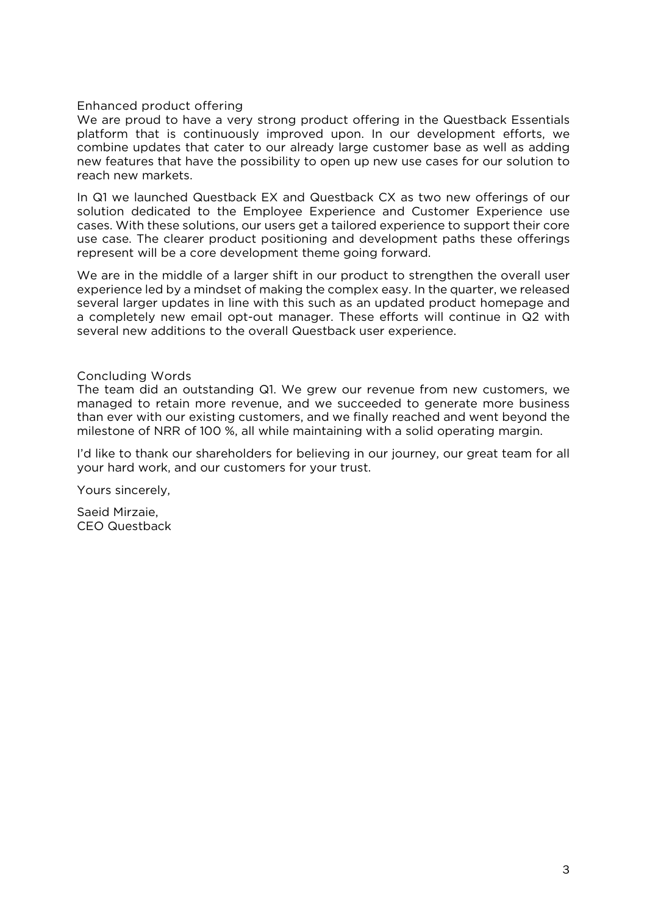## Enhanced product offering

We are proud to have a very strong product offering in the Questback Essentials platform that is continuously improved upon. In our development efforts, we combine updates that cater to our already large customer base as well as adding new features that have the possibility to open up new use cases for our solution to reach new markets.

In Q1 we launched Questback EX and Questback CX as two new offerings of our solution dedicated to the Employee Experience and Customer Experience use cases. With these solutions, our users get a tailored experience to support their core use case. The clearer product positioning and development paths these offerings represent will be a core development theme going forward.

We are in the middle of a larger shift in our product to strengthen the overall user experience led by a mindset of making the complex easy. In the quarter, we released several larger updates in line with this such as an updated product homepage and a completely new email opt-out manager. These efforts will continue in Q2 with several new additions to the overall Questback user experience.

## Concluding Words

The team did an outstanding Q1. We grew our revenue from new customers, we managed to retain more revenue, and we succeeded to generate more business than ever with our existing customers, and we finally reached and went beyond the milestone of NRR of 100 %, all while maintaining with a solid operating margin.

I'd like to thank our shareholders for believing in our journey, our great team for all your hard work, and our customers for your trust.

Yours sincerely,

Saeid Mirzaie,
CEO Questback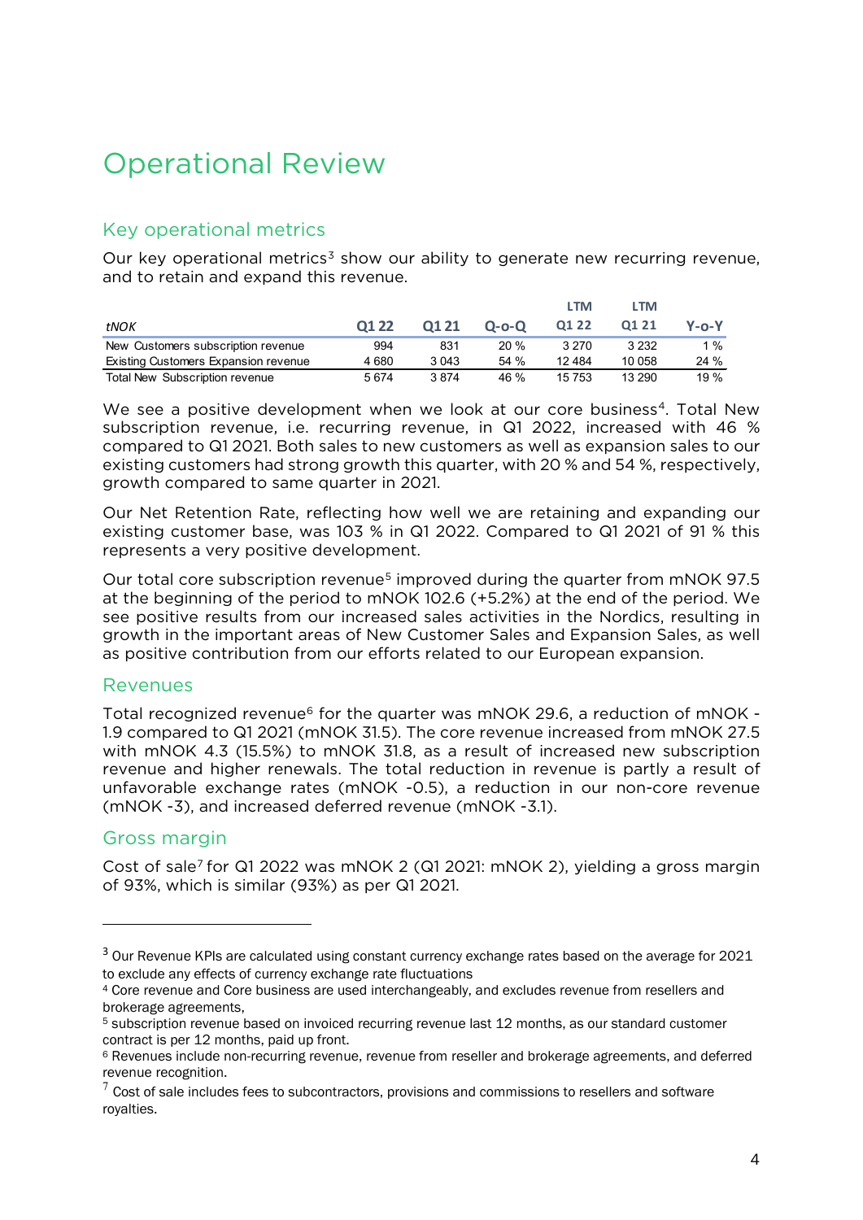# Operational Review

## Key operational metrics

Our key operational metrics[3] show our ability to generate new recurring revenue, and to retain and expand this revenue.

| *tNOK* | Q1 22 | Q1 21 | Q-o-Q | LTM Q1 22 | LTM Q1 21 | Y-o-Y |
|---|---|---|---|---|---|---|
| New Customers subscription revenue | 994 | 831 | 20 % | 3 270 | 3 232 | 1 % |
| Existing Customers Expansion revenue | 4 680 | 3 043 | 54 % | 12 484 | 10 058 | 24 % |
| Total New Subscription revenue | 5 674 | 3 874 | 46 % | 15 753 | 13 290 | 19 % |

We see a positive development when we look at our core business[4]. Total New subscription revenue, i.e. recurring revenue, in Q1 2022, increased with 46 % compared to Q1 2021. Both sales to new customers as well as expansion sales to our existing customers had strong growth this quarter, with 20 % and 54 %, respectively, growth compared to same quarter in 2021.

Our Net Retention Rate, reflecting how well we are retaining and expanding our existing customer base, was 103 % in Q1 2022. Compared to Q1 2021 of 91 % this represents a very positive development.

Our total core subscription revenue[5] improved during the quarter from mNOK 97.5 at the beginning of the period to mNOK 102.6 (+5.2%) at the end of the period. We see positive results from our increased sales activities in the Nordics, resulting in growth in the important areas of New Customer Sales and Expansion Sales, as well as positive contribution from our efforts related to our European expansion.

## Revenues

Total recognized revenue[6] for the quarter was mNOK 29.6, a reduction of mNOK -1.9 compared to Q1 2021 (mNOK 31.5). The core revenue increased from mNOK 27.5 with mNOK 4.3 (15.5%) to mNOK 31.8, as a result of increased new subscription revenue and higher renewals. The total reduction in revenue is partly a result of unfavorable exchange rates (mNOK -0.5), a reduction in our non-core revenue (mNOK -3), and increased deferred revenue (mNOK -3.1).

## Gross margin

Cost of sale[7] for Q1 2022 was mNOK 2 (Q1 2021: mNOK 2), yielding a gross margin of 93%, which is similar (93%) as per Q1 2021.

---

[3] Our Revenue KPIs are calculated using constant currency exchange rates based on the average for 2021 to exclude any effects of currency exchange rate fluctuations

[4] Core revenue and Core business are used interchangeably, and excludes revenue from resellers and brokerage agreements,

[5] subscription revenue based on invoiced recurring revenue last 12 months, as our standard customer contract is per 12 months, paid up front.

[6] Revenues include non-recurring revenue, revenue from reseller and brokerage agreements, and deferred revenue recognition.

[7] Cost of sale includes fees to subcontractors, provisions and commissions to resellers and software royalties.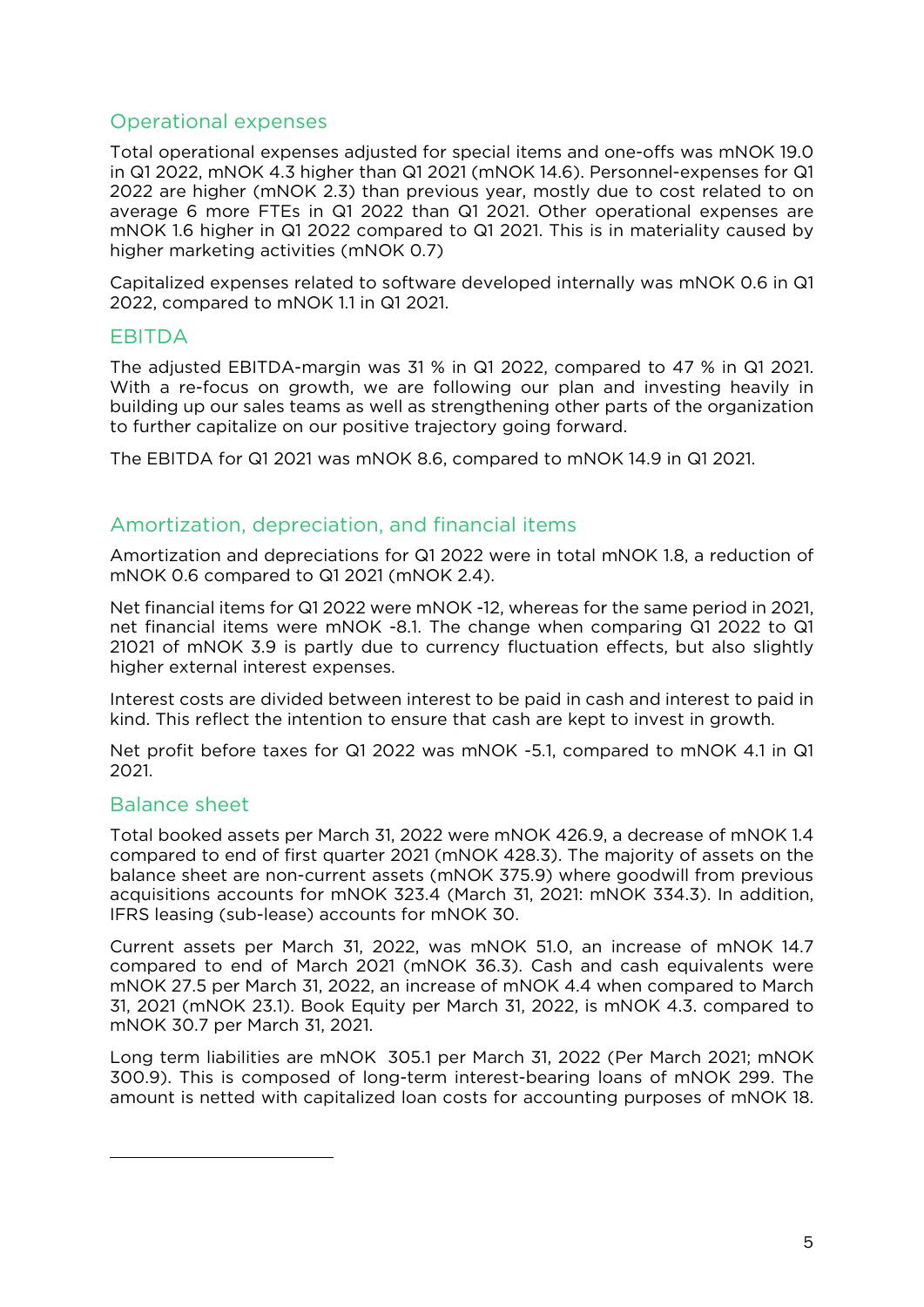## Operational expenses

Total operational expenses adjusted for special items and one-offs was mNOK 19.0 in Q1 2022, mNOK 4.3 higher than Q1 2021 (mNOK 14.6). Personnel-expenses for Q1 2022 are higher (mNOK 2.3) than previous year, mostly due to cost related to on average 6 more FTEs in Q1 2022 than Q1 2021. Other operational expenses are mNOK 1.6 higher in Q1 2022 compared to Q1 2021. This is in materiality caused by higher marketing activities (mNOK 0.7)

Capitalized expenses related to software developed internally was mNOK 0.6 in Q1 2022, compared to mNOK 1.1 in Q1 2021.

## EBITDA

The adjusted EBITDA-margin was 31 % in Q1 2022, compared to 47 % in Q1 2021. With a re-focus on growth, we are following our plan and investing heavily in building up our sales teams as well as strengthening other parts of the organization to further capitalize on our positive trajectory going forward.

The EBITDA for Q1 2021 was mNOK 8.6, compared to mNOK 14.9 in Q1 2021.

## Amortization, depreciation, and financial items

Amortization and depreciations for Q1 2022 were in total mNOK 1.8, a reduction of mNOK 0.6 compared to Q1 2021 (mNOK 2.4).

Net financial items for Q1 2022 were mNOK -12, whereas for the same period in 2021, net financial items were mNOK -8.1. The change when comparing Q1 2022 to Q1 21021 of mNOK 3.9 is partly due to currency fluctuation effects, but also slightly higher external interest expenses.

Interest costs are divided between interest to be paid in cash and interest to paid in kind. This reflect the intention to ensure that cash are kept to invest in growth.

Net profit before taxes for Q1 2022 was mNOK -5.1, compared to mNOK 4.1 in Q1 2021.

## Balance sheet

Total booked assets per March 31, 2022 were mNOK 426.9, a decrease of mNOK 1.4 compared to end of first quarter 2021 (mNOK 428.3). The majority of assets on the balance sheet are non-current assets (mNOK 375.9) where goodwill from previous acquisitions accounts for mNOK 323.4 (March 31, 2021: mNOK 334.3). In addition, IFRS leasing (sub-lease) accounts for mNOK 30.

Current assets per March 31, 2022, was mNOK 51.0, an increase of mNOK 14.7 compared to end of March 2021 (mNOK 36.3). Cash and cash equivalents were mNOK 27.5 per March 31, 2022, an increase of mNOK 4.4 when compared to March 31, 2021 (mNOK 23.1). Book Equity per March 31, 2022, is mNOK 4.3. compared to mNOK 30.7 per March 31, 2021.

Long term liabilities are mNOK 305.1 per March 31, 2022 (Per March 2021; mNOK 300.9). This is composed of long-term interest-bearing loans of mNOK 299. The amount is netted with capitalized loan costs for accounting purposes of mNOK 18.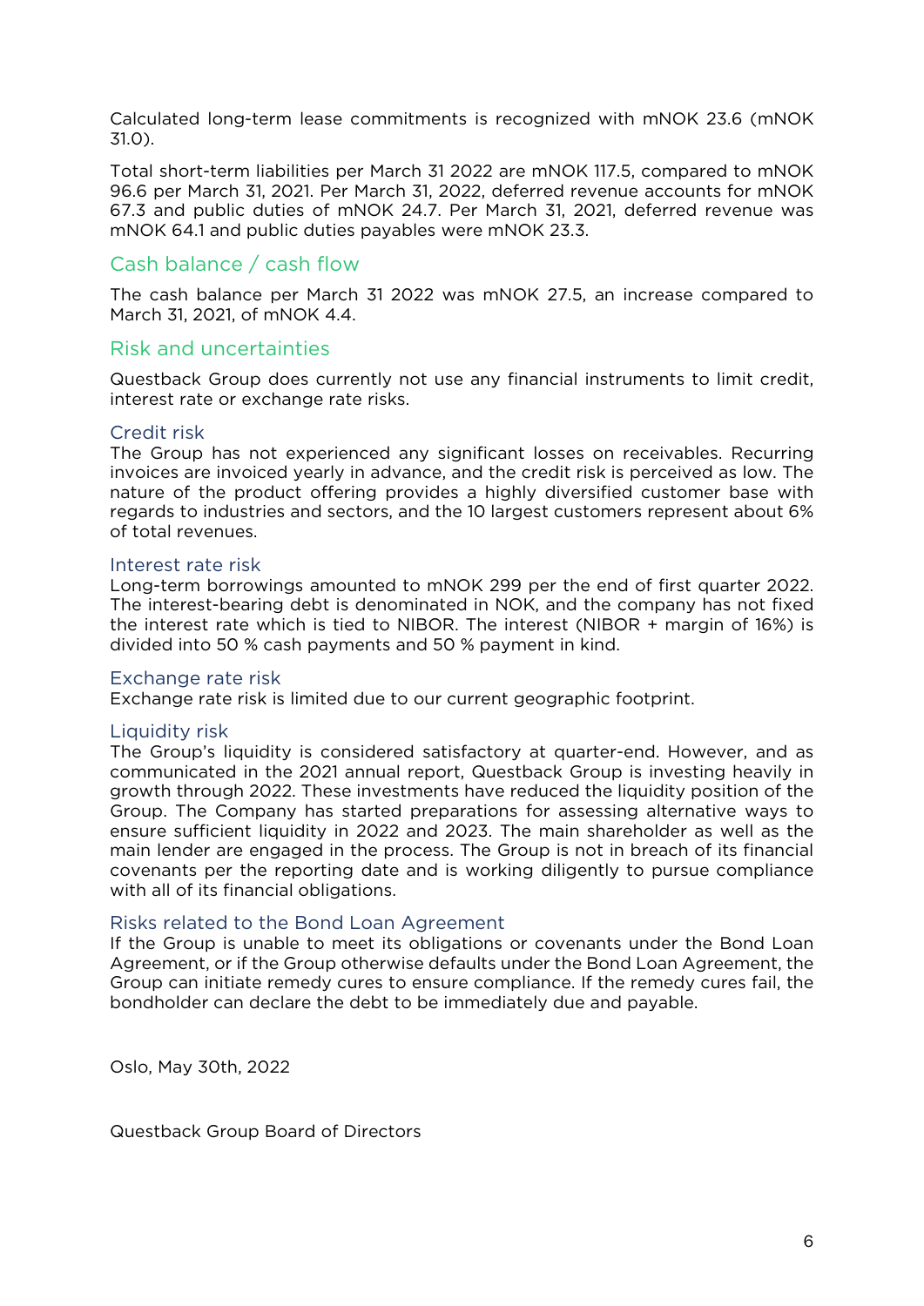Calculated long-term lease commitments is recognized with mNOK 23.6 (mNOK 31.0).

Total short-term liabilities per March 31 2022 are mNOK 117.5, compared to mNOK 96.6 per March 31, 2021. Per March 31, 2022, deferred revenue accounts for mNOK 67.3 and public duties of mNOK 24.7. Per March 31, 2021, deferred revenue was mNOK 64.1 and public duties payables were mNOK 23.3.

## Cash balance / cash flow

The cash balance per March 31 2022 was mNOK 27.5, an increase compared to March 31, 2021, of mNOK 4.4.

## Risk and uncertainties

Questback Group does currently not use any financial instruments to limit credit, interest rate or exchange rate risks.

### Credit risk

The Group has not experienced any significant losses on receivables. Recurring invoices are invoiced yearly in advance, and the credit risk is perceived as low. The nature of the product offering provides a highly diversified customer base with regards to industries and sectors, and the 10 largest customers represent about 6% of total revenues.

### Interest rate risk

Long-term borrowings amounted to mNOK 299 per the end of first quarter 2022. The interest-bearing debt is denominated in NOK, and the company has not fixed the interest rate which is tied to NIBOR. The interest (NIBOR + margin of 16%) is divided into 50 % cash payments and 50 % payment in kind.

### Exchange rate risk

Exchange rate risk is limited due to our current geographic footprint.

### Liquidity risk

The Group's liquidity is considered satisfactory at quarter-end. However, and as communicated in the 2021 annual report, Questback Group is investing heavily in growth through 2022. These investments have reduced the liquidity position of the Group. The Company has started preparations for assessing alternative ways to ensure sufficient liquidity in 2022 and 2023. The main shareholder as well as the main lender are engaged in the process. The Group is not in breach of its financial covenants per the reporting date and is working diligently to pursue compliance with all of its financial obligations.

### Risks related to the Bond Loan Agreement

If the Group is unable to meet its obligations or covenants under the Bond Loan Agreement, or if the Group otherwise defaults under the Bond Loan Agreement, the Group can initiate remedy cures to ensure compliance. If the remedy cures fail, the bondholder can declare the debt to be immediately due and payable.

Oslo, May 30th, 2022

Questback Group Board of Directors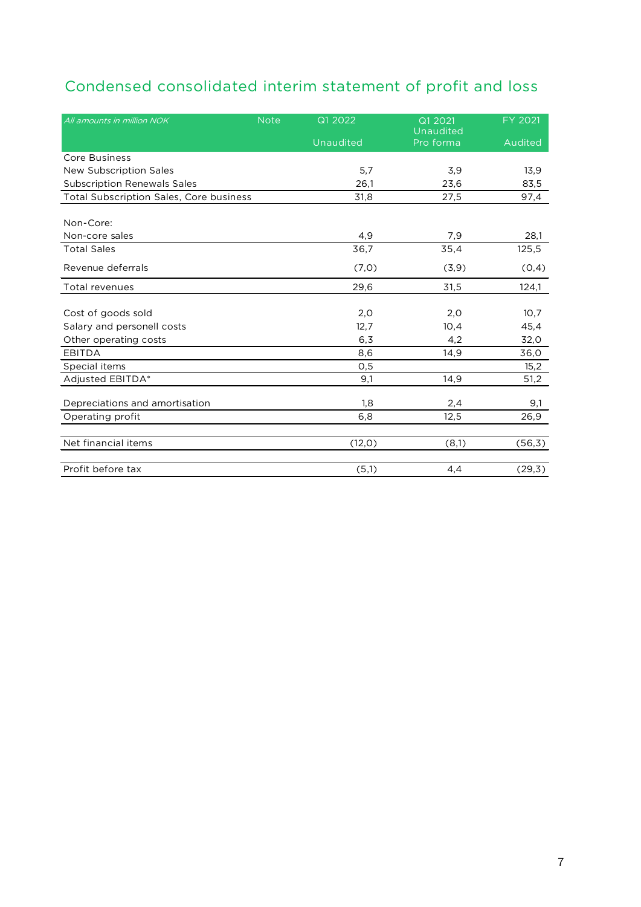## Condensed consolidated interim statement of profit and loss

| *All amounts in million NOK* | Note | Q1 2022 Unaudited | Q1 2021 Unaudited Pro forma | FY 2021 Audited |
|---|---|---|---|---|
| Core Business | | | | |
| New Subscription Sales | | 5,7 | 3,9 | 13,9 |
| Subscription Renewals Sales | | 26,1 | 23,6 | 83,5 |
| Total Subscription Sales, Core business | | 31,8 | 27,5 | 97,4 |
| | | | | |
| Non-Core: | | | | |
| Non-core sales | | 4,9 | 7,9 | 28,1 |
| Total Sales | | 36,7 | 35,4 | 125,5 |
| Revenue deferrals | | (7,0) | (3,9) | (0,4) |
| Total revenues | | 29,6 | 31,5 | 124,1 |
| | | | | |
| Cost of goods sold | | 2,0 | 2,0 | 10,7 |
| Salary and personell costs | | 12,7 | 10,4 | 45,4 |
| Other operating costs | | 6,3 | 4,2 | 32,0 |
| EBITDA | | 8,6 | 14,9 | 36,0 |
| Special items | | 0,5 | | 15,2 |
| Adjusted EBITDA* | | 9,1 | 14,9 | 51,2 |
| | | | | |
| Depreciations and amortisation | | 1,8 | 2,4 | 9,1 |
| Operating profit | | 6,8 | 12,5 | 26,9 |
| | | | | |
| Net financial items | | (12,0) | (8,1) | (56,3) |
| | | | | |
| Profit before tax | | (5,1) | 4,4 | (29,3) |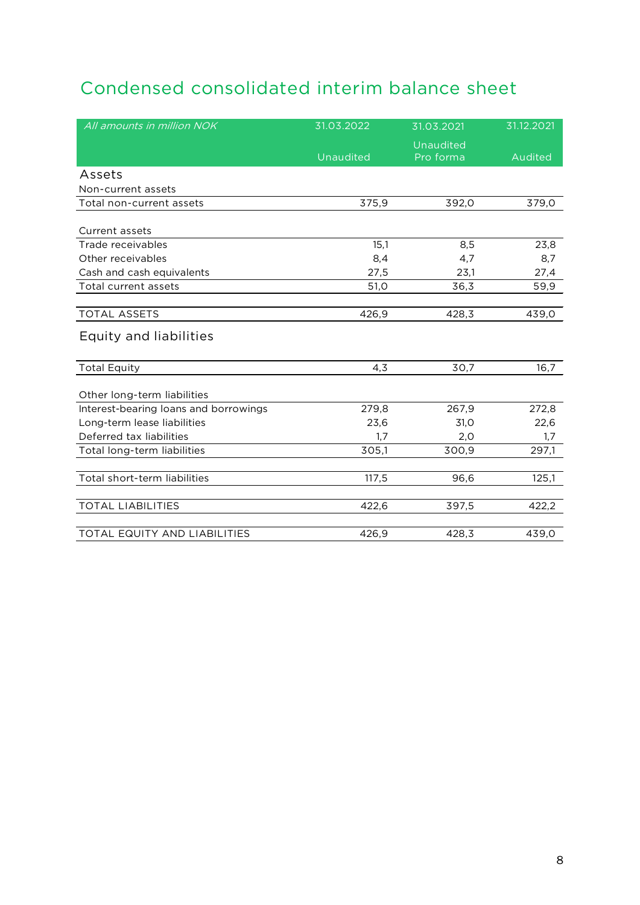# Condensed consolidated interim balance sheet

| *All amounts in million NOK* | 31.03.2022<br>Unaudited | 31.03.2021<br>Unaudited<br>Pro forma | 31.12.2021<br>Audited |
|---|---|---|---|
| **Assets** | | | |
| Non-current assets | | | |
| Total non-current assets | 375,9 | 392,0 | 379,0 |
| | | | |
| Current assets | | | |
| Trade receivables | 15,1 | 8,5 | 23,8 |
| Other receivables | 8,4 | 4,7 | 8,7 |
| Cash and cash equivalents | 27,5 | 23,1 | 27,4 |
| Total current assets | 51,0 | 36,3 | 59,9 |
| | | | |
| TOTAL ASSETS | 426,9 | 428,3 | 439,0 |
| **Equity and liabilities** | | | |
| Total Equity | 4,3 | 30,7 | 16,7 |
| | | | |
| Other long-term liabilities | | | |
| Interest-bearing loans and borrowings | 279,8 | 267,9 | 272,8 |
| Long-term lease liabilities | 23,6 | 31,0 | 22,6 |
| Deferred tax liabilities | 1,7 | 2,0 | 1,7 |
| Total long-term liabilities | 305,1 | 300,9 | 297,1 |
| | | | |
| Total short-term liabilities | 117,5 | 96,6 | 125,1 |
| | | | |
| TOTAL LIABILITIES | 422,6 | 397,5 | 422,2 |
| | | | |
| TOTAL EQUITY AND LIABILITIES | 426,9 | 428,3 | 439,0 |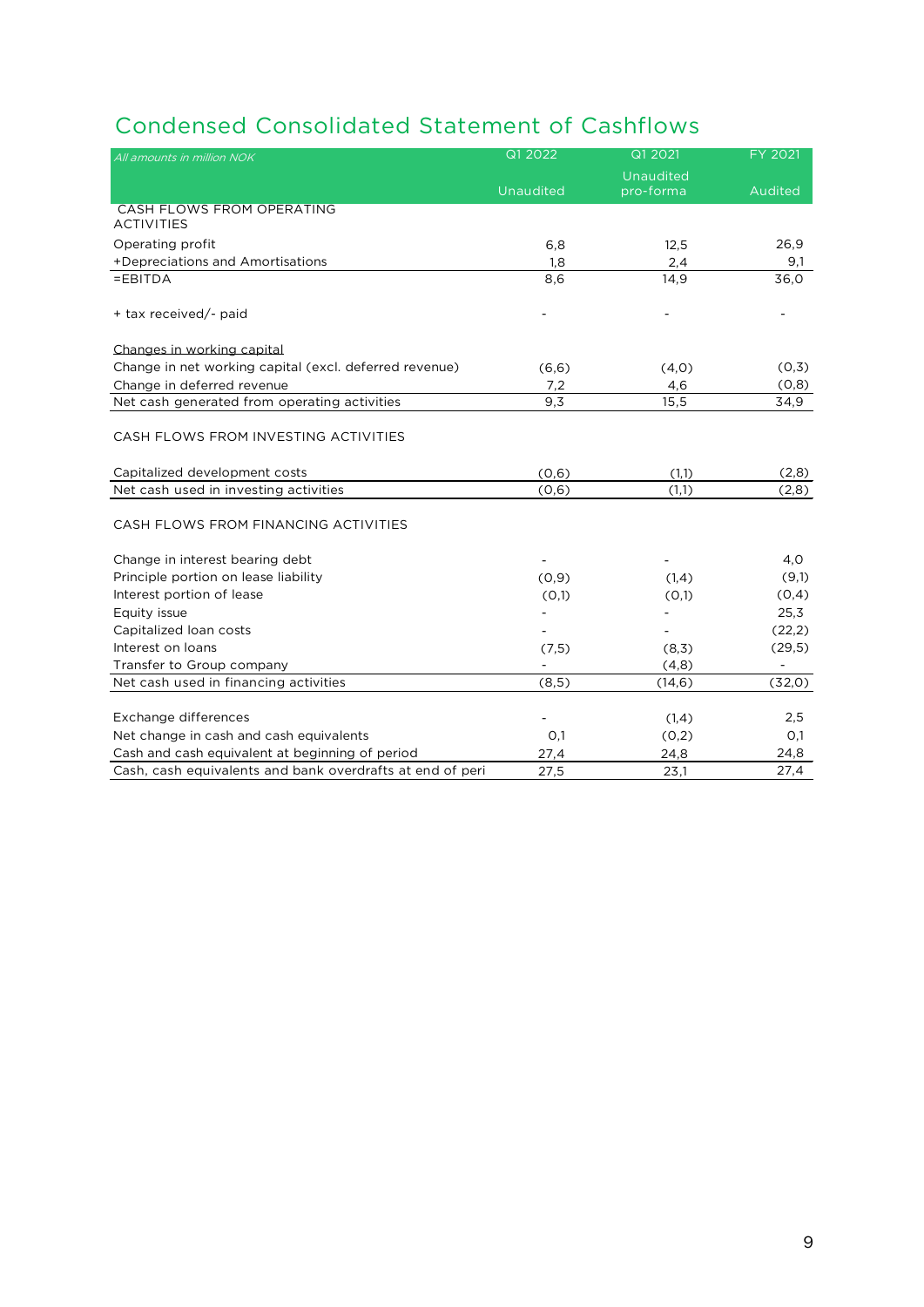## Condensed Consolidated Statement of Cashflows

| *All amounts in million NOK* | Q1 2022 | Q1 2021 | FY 2021 |
|---|---|---|---|
| | Unaudited | Unaudited pro-forma | Audited |
| CASH FLOWS FROM OPERATING ACTIVITIES | | | |
| Operating profit | 6,8 | 12,5 | 26,9 |
| +Depreciations and Amortisations | 1,8 | 2,4 | 9,1 |
| =EBITDA | 8,6 | 14,9 | 36,0 |
| + tax received/- paid | - | - | - |
| Changes in working capital | | | |
| Change in net working capital (excl. deferred revenue) | (6,6) | (4,0) | (0,3) |
| Change in deferred revenue | 7,2 | 4,6 | (0,8) |
| Net cash generated from operating activities | 9,3 | 15,5 | 34,9 |
| CASH FLOWS FROM INVESTING ACTIVITIES | | | |
| Capitalized development costs | (0,6) | (1,1) | (2,8) |
| Net cash used in investing activities | (0,6) | (1,1) | (2,8) |
| CASH FLOWS FROM FINANCING ACTIVITIES | | | |
| Change in interest bearing debt | - | - | 4,0 |
| Principle portion on lease liability | (0,9) | (1,4) | (9,1) |
| Interest portion of lease | (0,1) | (0,1) | (0,4) |
| Equity issue | - | - | 25,3 |
| Capitalized loan costs | - | - | (22,2) |
| Interest on loans | (7,5) | (8,3) | (29,5) |
| Transfer to Group company | - | (4,8) | - |
| Net cash used in financing activities | (8,5) | (14,6) | (32,0) |
| Exchange differences | - | (1,4) | 2,5 |
| Net change in cash and cash equivalents | 0,1 | (0,2) | 0,1 |
| Cash and cash equivalent at beginning of period | 27,4 | 24,8 | 24,8 |
| Cash, cash equivalents and bank overdrafts at end of peri | 27,5 | 23,1 | 27,4 |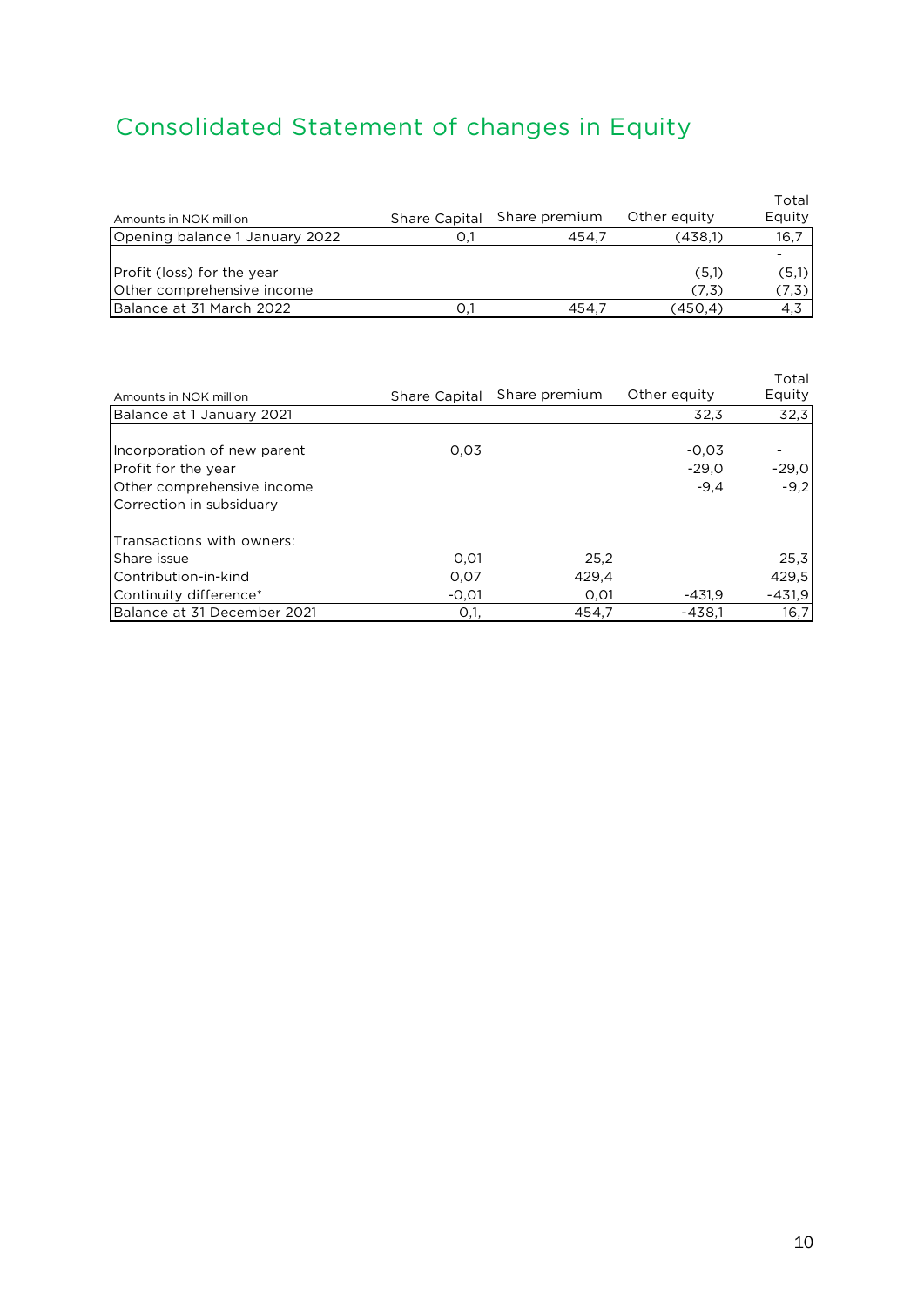# Consolidated Statement of changes in Equity

| Amounts in NOK million | Share Capital | Share premium | Other equity | Total Equity |
|---|---|---|---|---|
| Opening balance 1 January 2022 | 0,1 | 454,7 | (438,1) | 16,7 |
| | | | | - |
| Profit (loss) for the year | | | (5,1) | (5,1) |
| Other comprehensive income | | | (7,3) | (7,3) |
| Balance at 31 March 2022 | 0,1 | 454,7 | (450,4) | 4,3 |

| Amounts in NOK million | Share Capital | Share premium | Other equity | Total Equity |
|---|---|---|---|---|
| Balance at 1 January 2021 | | | 32,3 | 32,3 |
| | | | | |
| Incorporation of new parent | 0,03 | | -0,03 | - |
| Profit for the year | | | -29,0 | -29,0 |
| Other comprehensive income | | | -9,4 | -9,2 |
| Correction in subsiduary | | | | |
| | | | | |
| Transactions with owners: | | | | |
| Share issue | 0,01 | 25,2 | | 25,3 |
| Contribution-in-kind | 0,07 | 429,4 | | 429,5 |
| Continuity difference* | -0,01 | 0,01 | -431,9 | -431,9 |
| Balance at 31 December 2021 | 0,1, | 454,7 | -438,1 | 16,7 |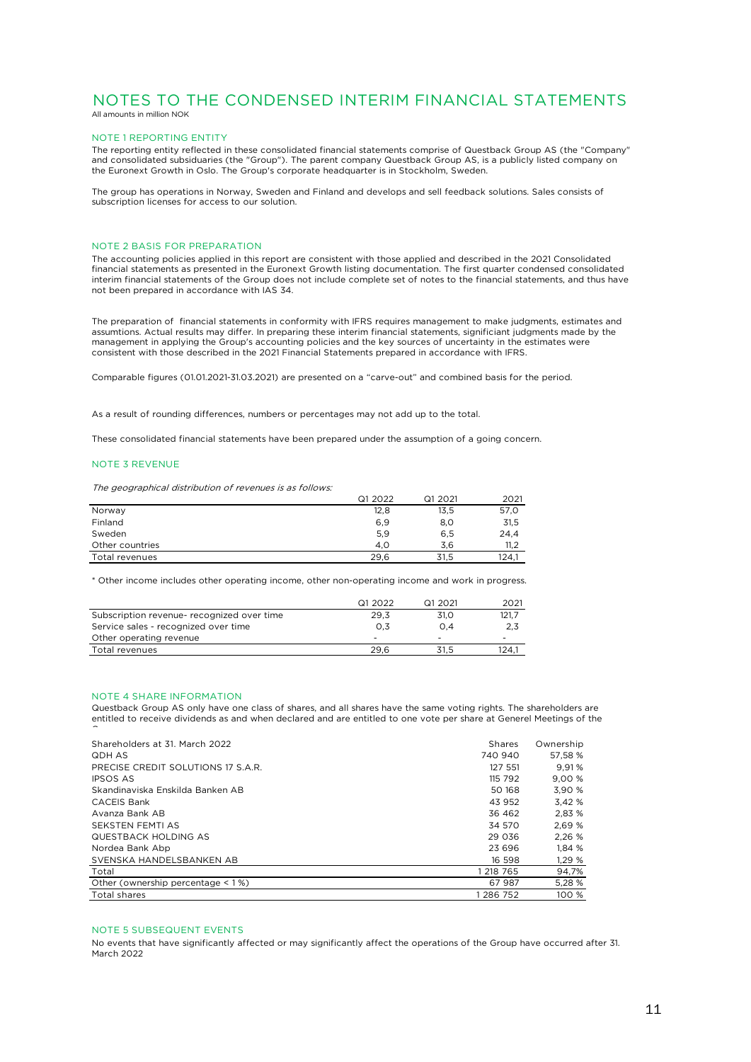# NOTES TO THE CONDENSED INTERIM FINANCIAL STATEMENTS

All amounts in million NOK

## NOTE 1 REPORTING ENTITY

The reporting entity reflected in these consolidated financial statements comprise of Questback Group AS (the "Company" and consolidated subsidiaries (the "Group"). The parent company Questback Group AS, is a publicly listed company on the Euronext Growth in Oslo. The Group's corporate headquarter is in Stockholm, Sweden.

The group has operations in Norway, Sweden and Finland and develops and sell feedback solutions. Sales consists of subscription licenses for access to our solution.

## NOTE 2 BASIS FOR PREPARATION

The accounting policies applied in this report are consistent with those applied and described in the 2021 Consolidated financial statements as presented in the Euronext Growth listing documentation. The first quarter condensed consolidated interim financial statements of the Group does not include complete set of notes to the financial statements, and thus have not been prepared in accordance with IAS 34.

The preparation of financial statements in conformity with IFRS requires management to make judgments, estimates and assumtions. Actual results may differ. In preparing these interim financial statements, significiant judgments made by the management in applying the Group's accounting policies and the key sources of uncertainty in the estimates were consistent with those described in the 2021 Financial Statements prepared in accordance with IFRS.

Comparable figures (01.01.2021-31.03.2021) are presented on a "carve-out" and combined basis for the period.

As a result of rounding differences, numbers or percentages may not add up to the total.

These consolidated financial statements have been prepared under the assumption of a going concern.

## NOTE 3 REVENUE

*The geographical distribution of revenues is as follows:*

| | Q1 2022 | Q1 2021 | 2021 |
|---|---|---|---|
| Norway | 12,8 | 13,5 | 57,0 |
| Finland | 6,9 | 8,0 | 31,5 |
| Sweden | 5,9 | 6,5 | 24,4 |
| Other countries | 4,0 | 3,6 | 11,2 |
| Total revenues | 29,6 | 31,5 | 124,1 |

* Other income includes other operating income, other non-operating income and work in progress.

| | Q1 2022 | Q1 2021 | 2021 |
|---|---|---|---|
| Subscription revenue- recognized over time | 29,3 | 31,0 | 121,7 |
| Service sales - recognized over time | 0,3 | 0,4 | 2,3 |
| Other operating revenue | - | - | - |
| Total revenues | 29,6 | 31,5 | 124,1 |

## NOTE 4 SHARE INFORMATION

Questback Group AS only have one class of shares, and all shares have the same voting rights. The shareholders are entitled to receive dividends as and when declared and are entitled to one vote per share at Generel Meetings of the

| Shareholders at 31. March 2022 | Shares | Ownership |
|---|---|---|
| QDH AS | 740 940 | 57,58 % |
| PRECISE CREDIT SOLUTIONS 17 S.A.R. | 127 551 | 9,91 % |
| IPSOS AS | 115 792 | 9,00 % |
| Skandinaviska Enskilda Banken AB | 50 168 | 3,90 % |
| CACEIS Bank | 43 952 | 3,42 % |
| Avanza Bank AB | 36 462 | 2,83 % |
| SEKSTEN FEMTI AS | 34 570 | 2,69 % |
| QUESTBACK HOLDING AS | 29 036 | 2,26 % |
| Nordea Bank Abp | 23 696 | 1,84 % |
| SVENSKA HANDELSBANKEN AB | 16 598 | 1,29 % |
| Total | 1 218 765 | 94,7% |
| Other (ownership percentage < 1 %) | 67 987 | 5,28 % |
| Total shares | 1 286 752 | 100 % |

## NOTE 5 SUBSEQUENT EVENTS

No events that have significantly affected or may significantly affect the operations of the Group have occurred after 31. March 2022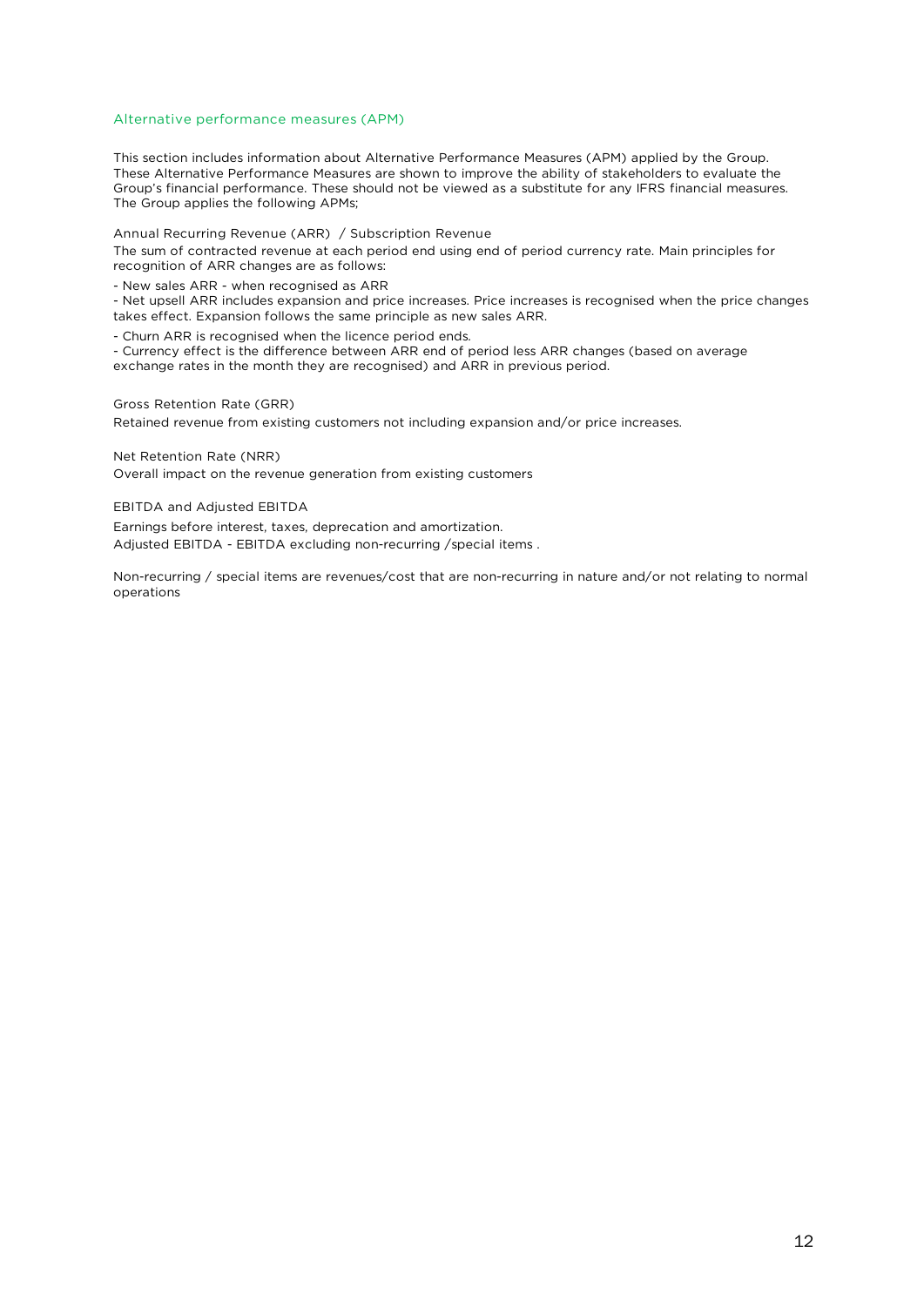## Alternative performance measures (APM)

This section includes information about Alternative Performance Measures (APM) applied by the Group. These Alternative Performance Measures are shown to improve the ability of stakeholders to evaluate the Group's financial performance. These should not be viewed as a substitute for any IFRS financial measures. The Group applies the following APMs;

### Annual Recurring Revenue (ARR) / Subscription Revenue

The sum of contracted revenue at each period end using end of period currency rate. Main principles for recognition of ARR changes are as follows:

- New sales ARR - when recognised as ARR
- Net upsell ARR includes expansion and price increases. Price increases is recognised when the price changes takes effect. Expansion follows the same principle as new sales ARR.
- Churn ARR is recognised when the licence period ends.
- Currency effect is the difference between ARR end of period less ARR changes (based on average exchange rates in the month they are recognised) and ARR in previous period.

### Gross Retention Rate (GRR)

Retained revenue from existing customers not including expansion and/or price increases.

### Net Retention Rate (NRR)

Overall impact on the revenue generation from existing customers

### EBITDA and Adjusted EBITDA

Earnings before interest, taxes, deprecation and amortization.
Adjusted EBITDA - EBITDA excluding non-recurring /special items .

Non-recurring / special items are revenues/cost that are non-recurring in nature and/or not relating to normal operations